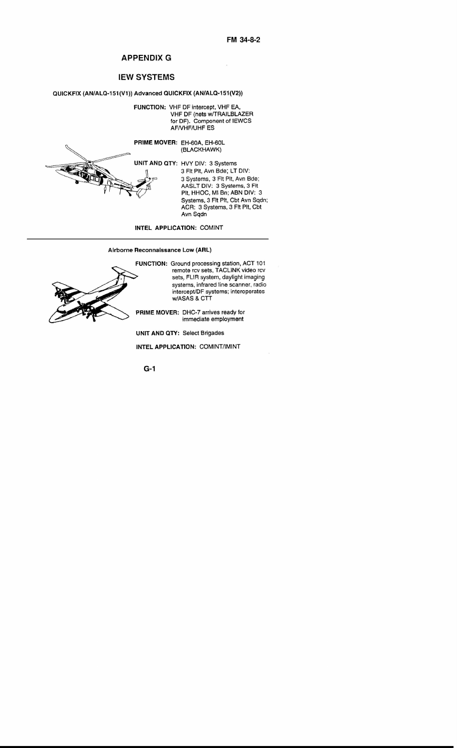# APPENDIX G

# IEW SYSTEMS

### QUICKFIX (AN/ALQ-151(V1)) Advanced QUICKFIX (AN/ALQ-151(V2))

**FUNCTION:** VHF DF intercept, VHF EA, VHF DF (nets w/TRAILBLAZER for DF). Component of IEWCS AF/VHF/UHF ES

**PRIME MOVER:** EH-60A, EH-60L (BLACKHAWK)

**UNIT AND QTY:** HVY DIV: 3 Systems 3 Flt Plt, Avn Bde; LT DIV: 3 Systems, 3 Flt Plt, Avn Bde; AASLT DIV: 3 Systems, 3 Flt Plt, HHOC, MI Bn; ABN DIV: 3 Systems, 3 Flt Plt, Cbt Avn Sqdn; ACR: 3 Systems, 3 Flt Plt, Cbt Avn Sqdn

**INTEL APPLICATION:** COMINT

---

### Airborne Reconnaissance Low (ARL)

**FUNCTION:** Ground processing station, ACT 101 remote rcv sets, TACLINK video rcv sets, FLIR system, daylight imaging systems, infrared line scanner, radio intercept/DF systems; interoperates w/ASAS & CTT

**PRIME MOVER:** DHC-7 arrives ready for immediate employment

**UNIT AND QTY:** Select Brigades

**INTEL APPLICATION:** COMINT/IMINT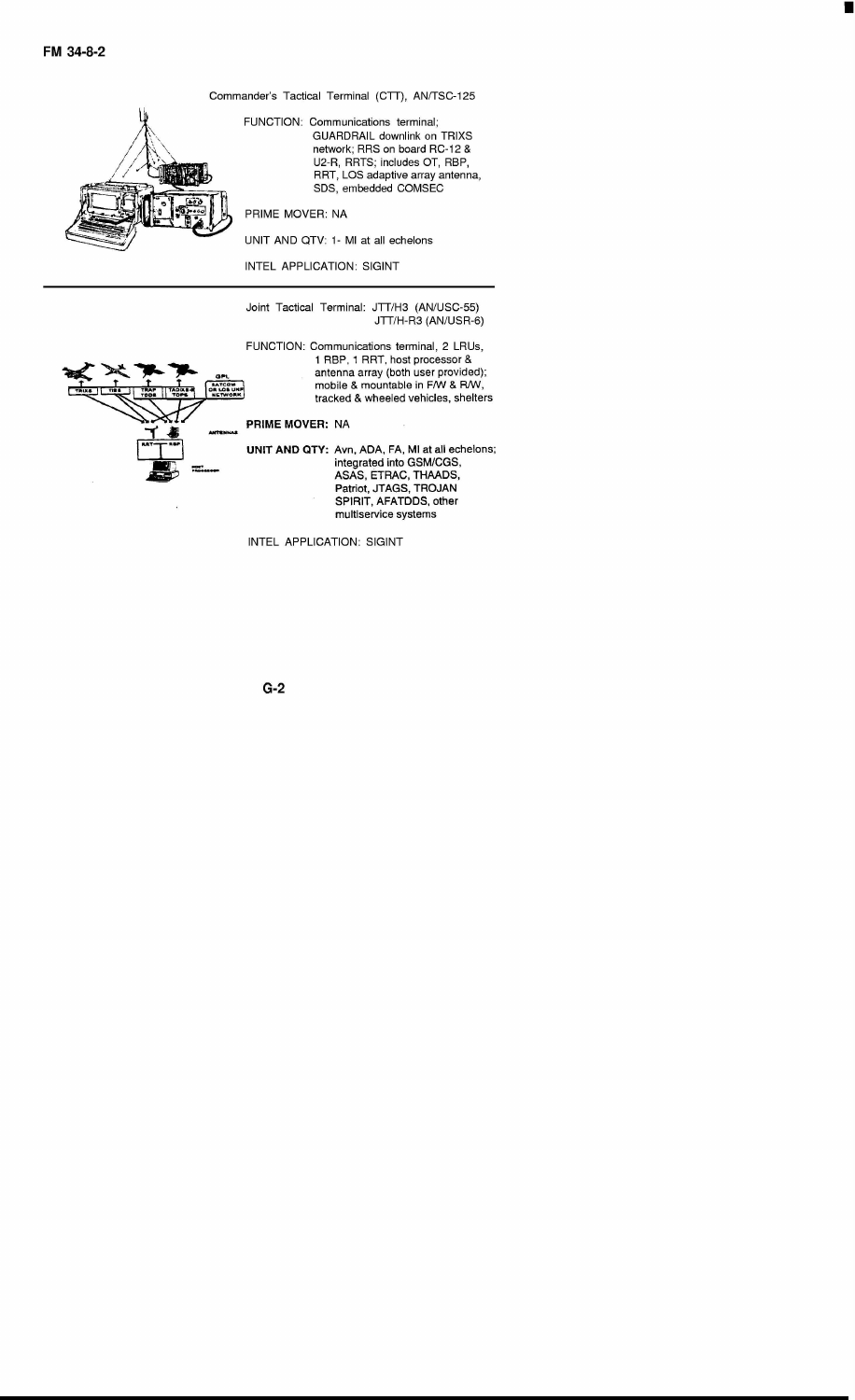Commander's Tactical Terminal (CTT), AN/TSC-125

FUNCTION: Communications terminal; GUARDRAIL downlink on TRIXS network; RRS on board RC-12 & U2-R, RRTS; includes OT, RBP, RRT, LOS adaptive array antenna, SDS, embedded COMSEC

PRIME MOVER: NA

UNIT AND QTV: 1- MI at all echelons

INTEL APPLICATION: SIGINT

---

Joint Tactical Terminal: JTT/H3 (AN/USC-55)
JTT/H-R3 (AN/USR-6)

FUNCTION: Communications terminal, 2 LRUs, 1 RBP, 1 RRT, host processor & antenna array (both user provided); mobile & mountable in F/W & R/W, tracked & wheeled vehicles, shelters

**PRIME MOVER:** NA

**UNIT AND QTY:** Avn, ADA, FA, MI at all echelons; integrated into GSM/CGS, ASAS, ETRAC, THAADS, Patriot, JTAGS, TROJAN SPIRIT, AFATDDS, other multiservice systems

INTEL APPLICATION: SIGINT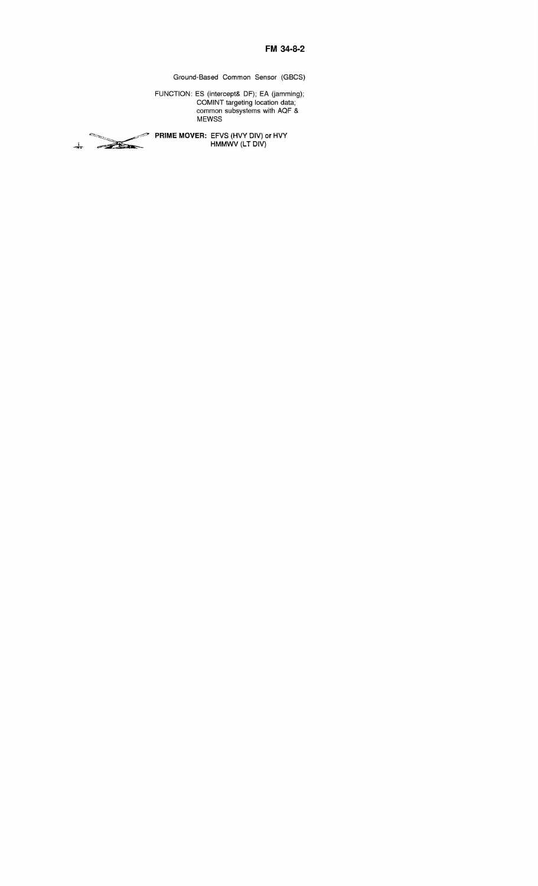Ground-Based Common Sensor (GBCS)

FUNCTION: ES (intercept& DF); EA (jamming); COMINT targeting location data; common subsystems with AQF & MEWSS

**PRIME MOVER:** EFVS (HVY DIV) or HVY HMMWV (LT DIV)